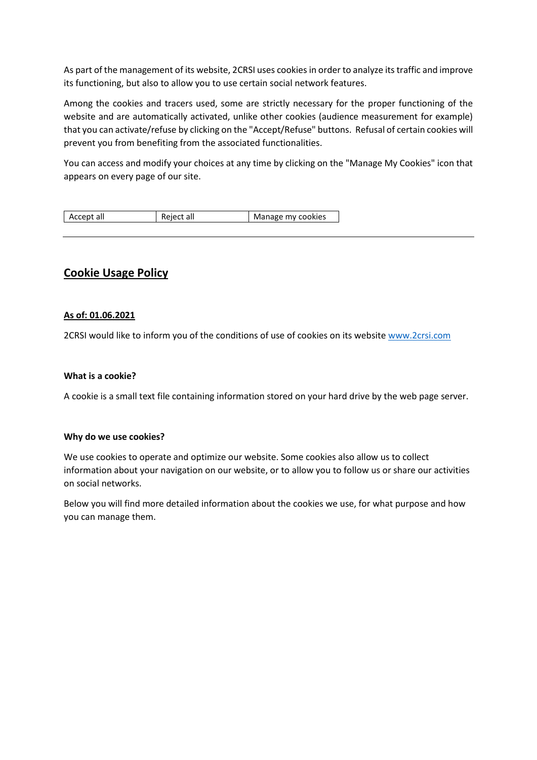As part of the management of its website, 2CRSI uses cookies in order to analyze its traffic and improve its functioning, but also to allow you to use certain social network features.

Among the cookies and tracers used, some are strictly necessary for the proper functioning of the website and are automatically activated, unlike other cookies (audience measurement for example) that you can activate/refuse by clicking on the "Accept/Refuse" buttons. Refusal of certain cookies will prevent you from benefiting from the associated functionalities.

You can access and modify your choices at any time by clicking on the "Manage My Cookies" icon that appears on every page of our site.

| Accept all | Reject all | Manage my cookies |
| --- | --- | --- |

---

## Cookie Usage Policy

**As of: 01.06.2021**

2CRSI would like to inform you of the conditions of use of cookies on its website [www.2crsi.com](http://www.2crsi.com)

**What is a cookie?**

A cookie is a small text file containing information stored on your hard drive by the web page server.

**Why do we use cookies?**

We use cookies to operate and optimize our website. Some cookies also allow us to collect information about your navigation on our website, or to allow you to follow us or share our activities on social networks.

Below you will find more detailed information about the cookies we use, for what purpose and how you can manage them.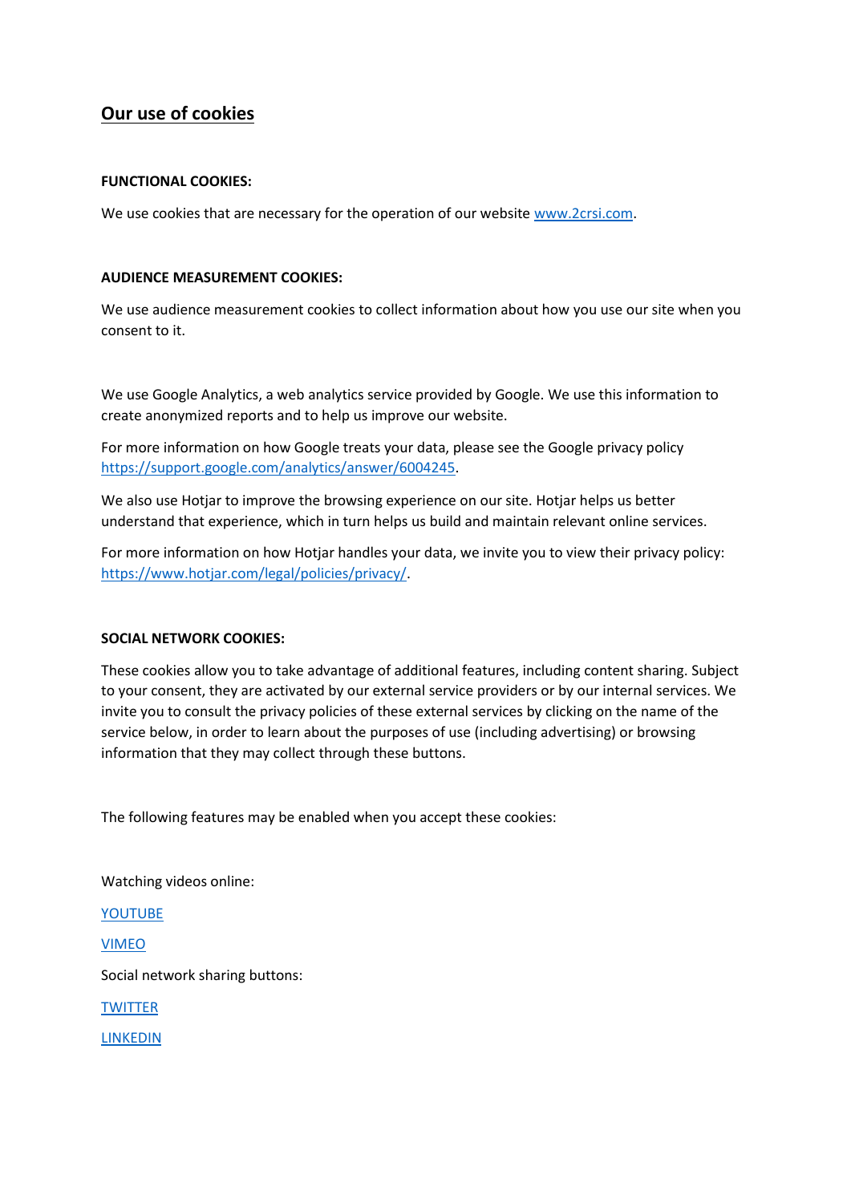## Our use of cookies

**FUNCTIONAL COOKIES:**

We use cookies that are necessary for the operation of our website www.2crsi.com.

**AUDIENCE MEASUREMENT COOKIES:**

We use audience measurement cookies to collect information about how you use our site when you consent to it.

We use Google Analytics, a web analytics service provided by Google. We use this information to create anonymized reports and to help us improve our website.

For more information on how Google treats your data, please see the Google privacy policy https://support.google.com/analytics/answer/6004245.

We also use Hotjar to improve the browsing experience on our site. Hotjar helps us better understand that experience, which in turn helps us build and maintain relevant online services.

For more information on how Hotjar handles your data, we invite you to view their privacy policy: https://www.hotjar.com/legal/policies/privacy/.

**SOCIAL NETWORK COOKIES:**

These cookies allow you to take advantage of additional features, including content sharing. Subject to your consent, they are activated by our external service providers or by our internal services. We invite you to consult the privacy policies of these external services by clicking on the name of the service below, in order to learn about the purposes of use (including advertising) or browsing information that they may collect through these buttons.

The following features may be enabled when you accept these cookies:

Watching videos online:

YOUTUBE

VIMEO

Social network sharing buttons:

TWITTER

LINKEDIN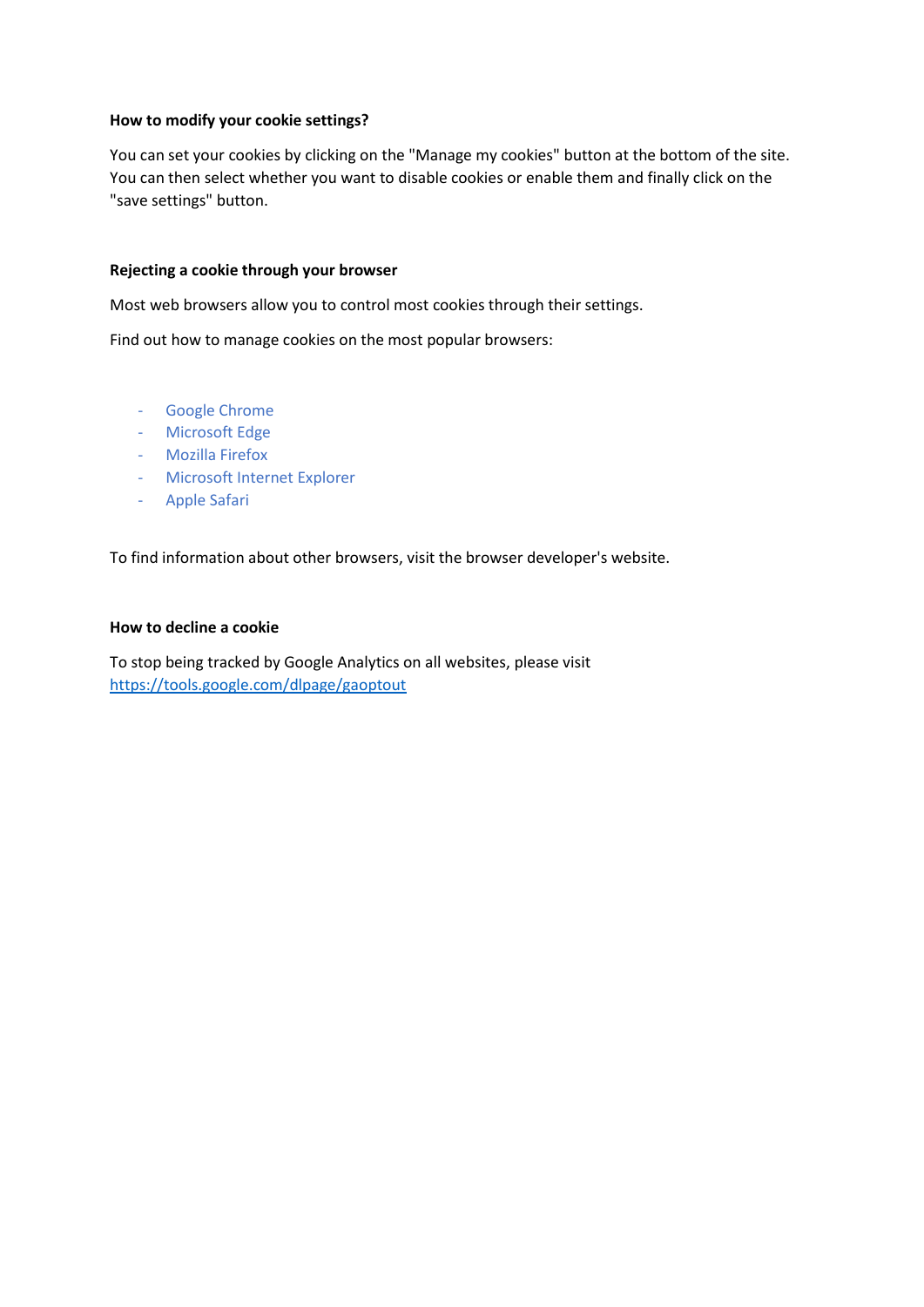**How to modify your cookie settings?**

You can set your cookies by clicking on the "Manage my cookies" button at the bottom of the site. You can then select whether you want to disable cookies or enable them and finally click on the "save settings" button.

**Rejecting a cookie through your browser**

Most web browsers allow you to control most cookies through their settings.

Find out how to manage cookies on the most popular browsers:

- Google Chrome
- Microsoft Edge
- Mozilla Firefox
- Microsoft Internet Explorer
- Apple Safari

To find information about other browsers, visit the browser developer's website.

**How to decline a cookie**

To stop being tracked by Google Analytics on all websites, please visit https://tools.google.com/dlpage/gaoptout